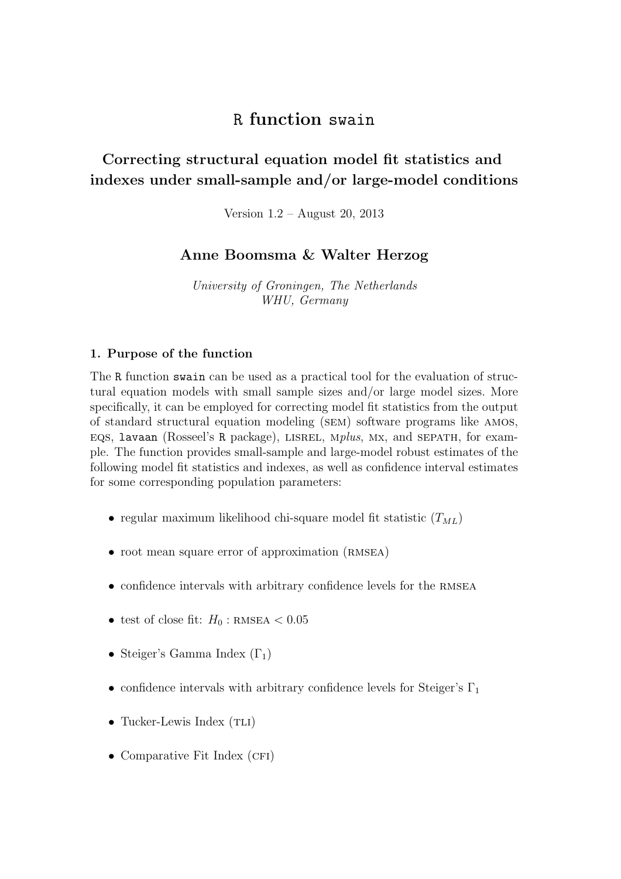# R function `swain`

## Correcting structural equation model fit statistics and indexes under small-sample and/or large-model conditions

Version 1.2 – August 20, 2013

### Anne Boomsma & Walter Herzog

*University of Groningen, The Netherlands*
*WHU, Germany*

### 1. Purpose of the function

The R function `swain` can be used as a practical tool for the evaluation of structural equation models with small sample sizes and/or large model sizes. More specifically, it can be employed for correcting model fit statistics from the output of standard structural equation modeling (SEM) software programs like AMOS, EQS, `lavaan` (Rosseel's R package), LISREL, M*plus*, MX, and SEPATH, for example. The function provides small-sample and large-model robust estimates of the following model fit statistics and indexes, as well as confidence interval estimates for some corresponding population parameters:

- regular maximum likelihood chi-square model fit statistic ($T_{ML}$)
- root mean square error of approximation (RMSEA)
- confidence intervals with arbitrary confidence levels for the RMSEA
- test of close fit: $H_0$ : RMSEA $< 0.05$
- Steiger's Gamma Index ($\Gamma_1$)
- confidence intervals with arbitrary confidence levels for Steiger's $\Gamma_1$
- Tucker-Lewis Index (TLI)
- Comparative Fit Index (CFI)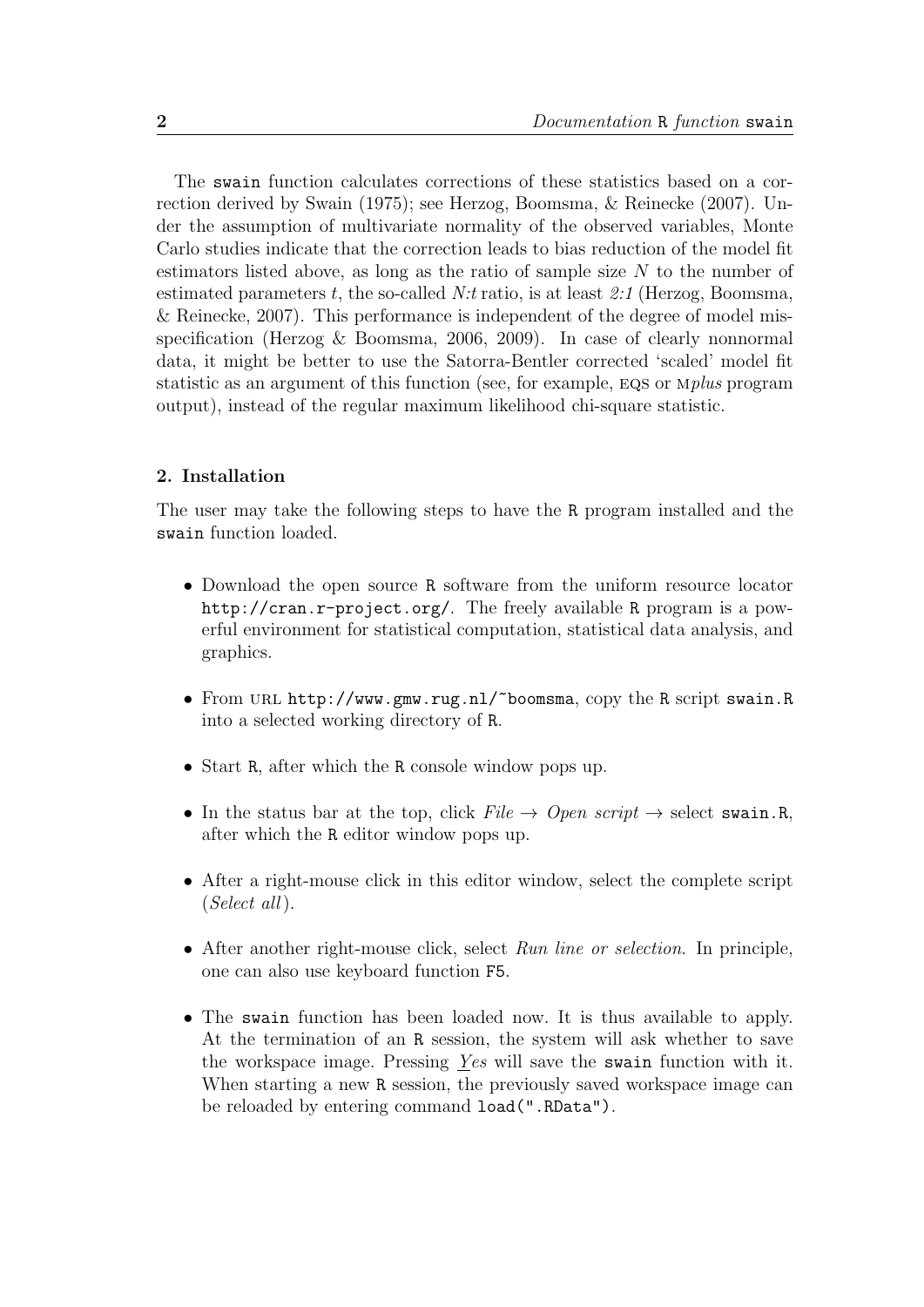The `swain` function calculates corrections of these statistics based on a correction derived by Swain (1975); see Herzog, Boomsma, & Reinecke (2007). Under the assumption of multivariate normality of the observed variables, Monte Carlo studies indicate that the correction leads to bias reduction of the model fit estimators listed above, as long as the ratio of sample size $N$ to the number of estimated parameters $t$, the so-called *N:t* ratio, is at least *2:1* (Herzog, Boomsma, & Reinecke, 2007). This performance is independent of the degree of model misspecification (Herzog & Boomsma, 2006, 2009). In case of clearly nonnormal data, it might be better to use the Satorra-Bentler corrected 'scaled' model fit statistic as an argument of this function (see, for example, EQS or M*plus* program output), instead of the regular maximum likelihood chi-square statistic.

### 2. Installation

The user may take the following steps to have the `R` program installed and the `swain` function loaded.

- Download the open source `R` software from the uniform resource locator `http://cran.r-project.org/`. The freely available `R` program is a powerful environment for statistical computation, statistical data analysis, and graphics.
- From URL `http://www.gmw.rug.nl/~boomsma`, copy the `R` script `swain.R` into a selected working directory of `R`.
- Start `R`, after which the `R` console window pops up.
- In the status bar at the top, click *File* → *Open script* → select `swain.R`, after which the `R` editor window pops up.
- After a right-mouse click in this editor window, select the complete script (*Select all*).
- After another right-mouse click, select *Run line or selection.* In principle, one can also use keyboard function `F5`.
- The `swain` function has been loaded now. It is thus available to apply. At the termination of an `R` session, the system will ask whether to save the workspace image. Pressing *Yes* will save the `swain` function with it. When starting a new `R` session, the previously saved workspace image can be reloaded by entering command `load(".RData")`.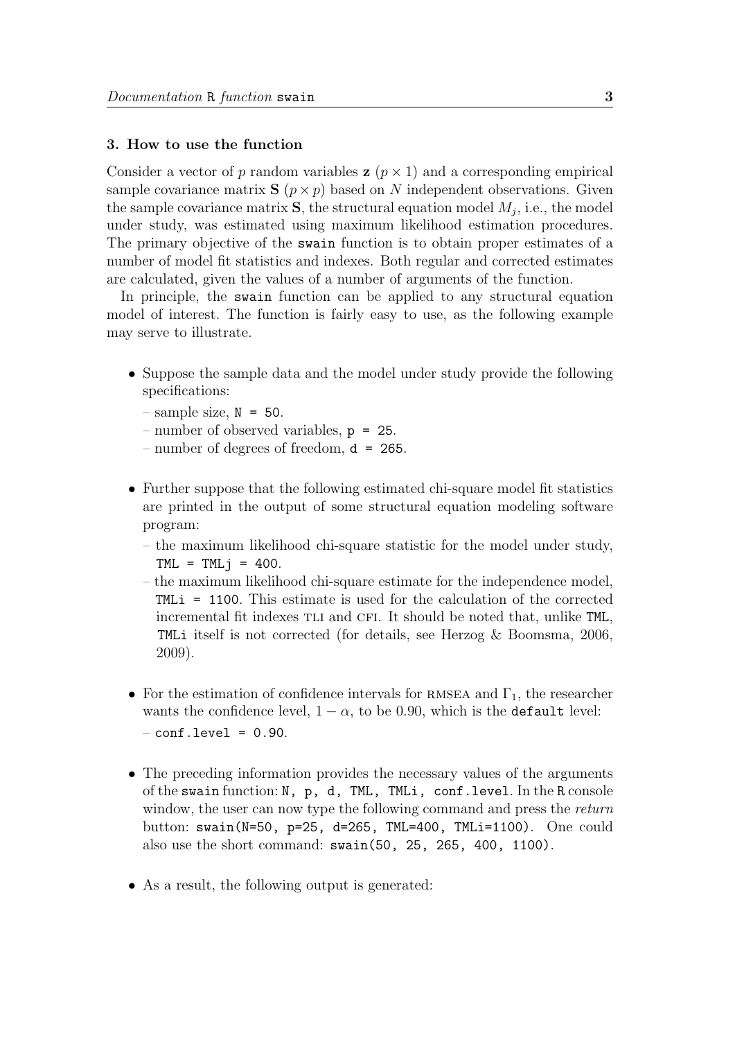### 3. How to use the function

Consider a vector of $p$ random variables $\mathbf{z}$ ($p \times 1$) and a corresponding empirical sample covariance matrix $\mathbf{S}$ ($p \times p$) based on $N$ independent observations. Given the sample covariance matrix $\mathbf{S}$, the structural equation model $M_j$, i.e., the model under study, was estimated using maximum likelihood estimation procedures. The primary objective of the `swain` function is to obtain proper estimates of a number of model fit statistics and indexes. Both regular and corrected estimates are calculated, given the values of a number of arguments of the function.

In principle, the `swain` function can be applied to any structural equation model of interest. The function is fairly easy to use, as the following example may serve to illustrate.

- Suppose the sample data and the model under study provide the following specifications:
  - sample size, `N = 50`.
  - number of observed variables, `p = 25`.
  - number of degrees of freedom, `d = 265`.

- Further suppose that the following estimated chi-square model fit statistics are printed in the output of some structural equation modeling software program:
  - the maximum likelihood chi-square statistic for the model under study, `TML = TMLj = 400`.
  - the maximum likelihood chi-square estimate for the independence model, `TMLi = 1100`. This estimate is used for the calculation of the corrected incremental fit indexes TLI and CFI. It should be noted that, unlike `TML`, `TMLi` itself is not corrected (for details, see Herzog & Boomsma, 2006, 2009).

- For the estimation of confidence intervals for RMSEA and $\Gamma_1$, the researcher wants the confidence level, $1 - \alpha$, to be 0.90, which is the `default` level:
  - `conf.level = 0.90`.

- The preceding information provides the necessary values of the arguments of the `swain` function: `N, p, d, TML, TMLi, conf.level`. In the R console window, the user can now type the following command and press the *return* button: `swain(N=50, p=25, d=265, TML=400, TMLi=1100)`. One could also use the short command: `swain(50, 25, 265, 400, 1100)`.

- As a result, the following output is generated: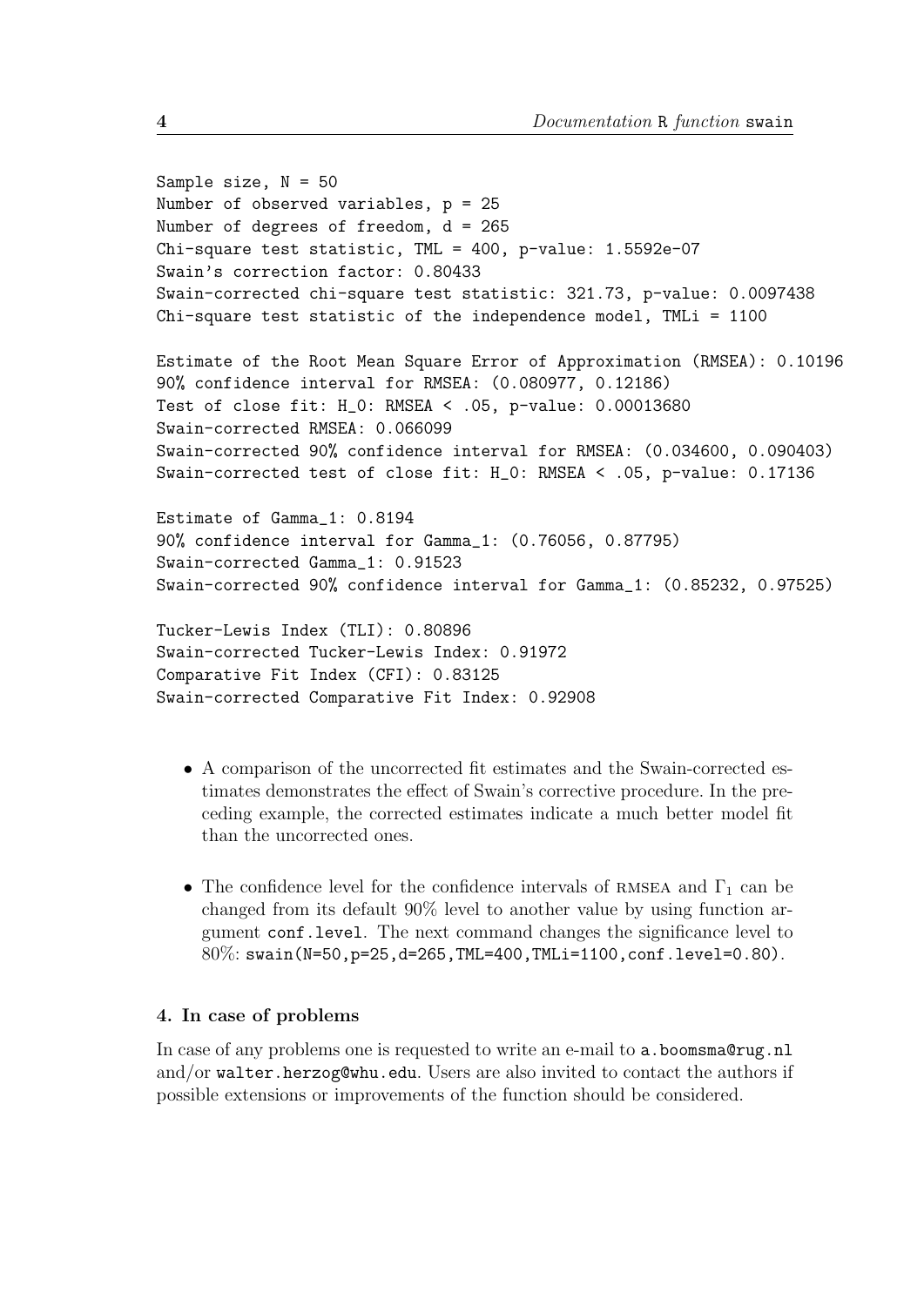```
Sample size, N = 50
Number of observed variables, p = 25
Number of degrees of freedom, d = 265
Chi-square test statistic, TML = 400, p-value: 1.5592e-07
Swain's correction factor: 0.80433
Swain-corrected chi-square test statistic: 321.73, p-value: 0.0097438
Chi-square test statistic of the independence model, TMLi = 1100

Estimate of the Root Mean Square Error of Approximation (RMSEA): 0.10196
90% confidence interval for RMSEA: (0.080977, 0.12186)
Test of close fit: H_0: RMSEA < .05, p-value: 0.00013680
Swain-corrected RMSEA: 0.066099
Swain-corrected 90% confidence interval for RMSEA: (0.034600, 0.090403)
Swain-corrected test of close fit: H_0: RMSEA < .05, p-value: 0.17136

Estimate of Gamma_1: 0.8194
90% confidence interval for Gamma_1: (0.76056, 0.87795)
Swain-corrected Gamma_1: 0.91523
Swain-corrected 90% confidence interval for Gamma_1: (0.85232, 0.97525)

Tucker-Lewis Index (TLI): 0.80896
Swain-corrected Tucker-Lewis Index: 0.91972
Comparative Fit Index (CFI): 0.83125
Swain-corrected Comparative Fit Index: 0.92908
```

- A comparison of the uncorrected fit estimates and the Swain-corrected estimates demonstrates the effect of Swain's corrective procedure. In the preceding example, the corrected estimates indicate a much better model fit than the uncorrected ones.

- The confidence level for the confidence intervals of RMSEA and $\Gamma_1$ can be changed from its default 90% level to another value by using function argument `conf.level`. The next command changes the significance level to 80%: `swain(N=50,p=25,d=265,TML=400,TMLi=1100,conf.level=0.80)`.

### 4. In case of problems

In case of any problems one is requested to write an e-mail to `a.boomsma@rug.nl` and/or `walter.herzog@whu.edu`. Users are also invited to contact the authors if possible extensions or improvements of the function should be considered.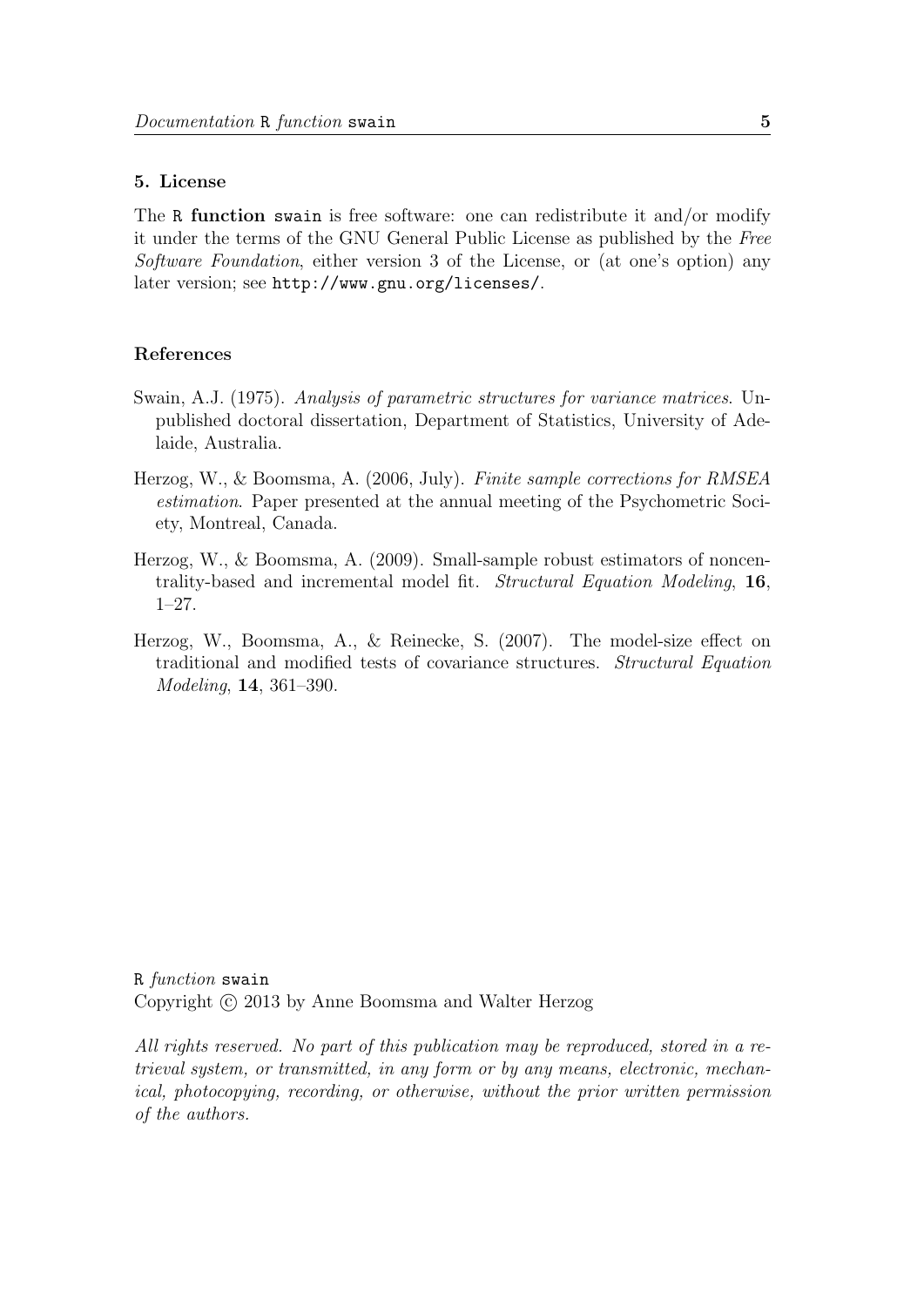## 5. License

The `R` **function** `swain` is free software: one can redistribute it and/or modify it under the terms of the GNU General Public License as published by the *Free Software Foundation*, either version 3 of the License, or (at one's option) any later version; see `http://www.gnu.org/licenses/`.

## References

Swain, A.J. (1975). *Analysis of parametric structures for variance matrices.* Unpublished doctoral dissertation, Department of Statistics, University of Adelaide, Australia.

Herzog, W., & Boomsma, A. (2006, July). *Finite sample corrections for RMSEA estimation*. Paper presented at the annual meeting of the Psychometric Society, Montreal, Canada.

Herzog, W., & Boomsma, A. (2009). Small-sample robust estimators of noncentrality-based and incremental model fit. *Structural Equation Modeling*, **16**, 1–27.

Herzog, W., Boomsma, A., & Reinecke, S. (2007). The model-size effect on traditional and modified tests of covariance structures. *Structural Equation Modeling*, **14**, 361–390.

`R` *function* `swain`
Copyright © 2013 by Anne Boomsma and Walter Herzog

*All rights reserved. No part of this publication may be reproduced, stored in a retrieval system, or transmitted, in any form or by any means, electronic, mechanical, photocopying, recording, or otherwise, without the prior written permission of the authors.*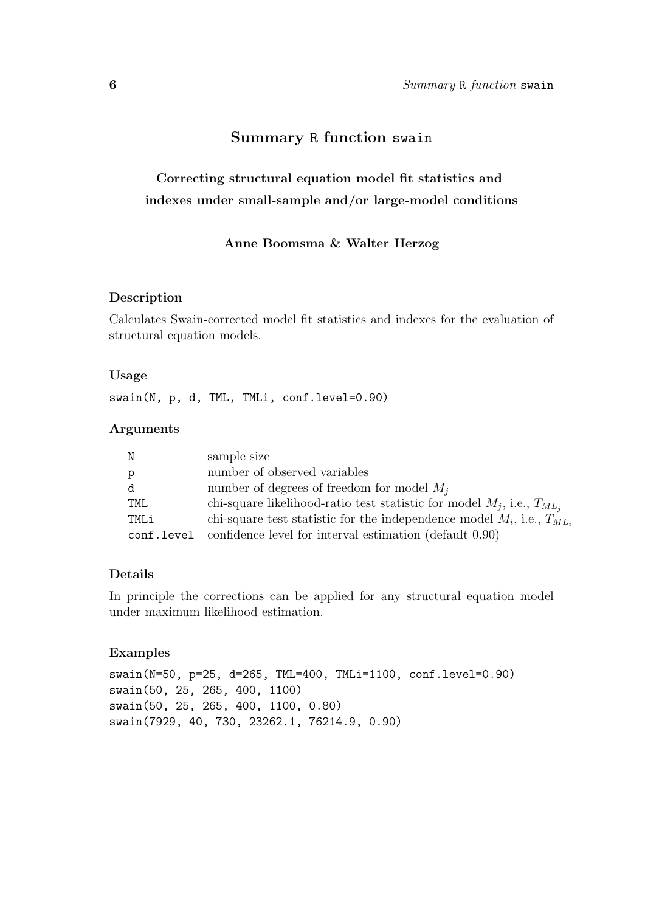# Summary R function `swain`

## Correcting structural equation model fit statistics and indexes under small-sample and/or large-model conditions

**Anne Boomsma & Walter Herzog**

### Description

Calculates Swain-corrected model fit statistics and indexes for the evaluation of structural equation models.

### Usage

```
swain(N, p, d, TML, TMLi, conf.level=0.90)
```

### Arguments

| | |
|---|---|
| `N` | sample size |
| `p` | number of observed variables |
| `d` | number of degrees of freedom for model $M_j$ |
| `TML` | chi-square likelihood-ratio test statistic for model $M_j$, i.e., $T_{ML_j}$ |
| `TMLi` | chi-square test statistic for the independence model $M_i$, i.e., $T_{ML_i}$ |
| `conf.level` | confidence level for interval estimation (default 0.90) |

### Details

In principle the corrections can be applied for any structural equation model under maximum likelihood estimation.

### Examples

```
swain(N=50, p=25, d=265, TML=400, TMLi=1100, conf.level=0.90)
swain(50, 25, 265, 400, 1100)
swain(50, 25, 265, 400, 1100, 0.80)
swain(7929, 40, 730, 23262.1, 76214.9, 0.90)
```